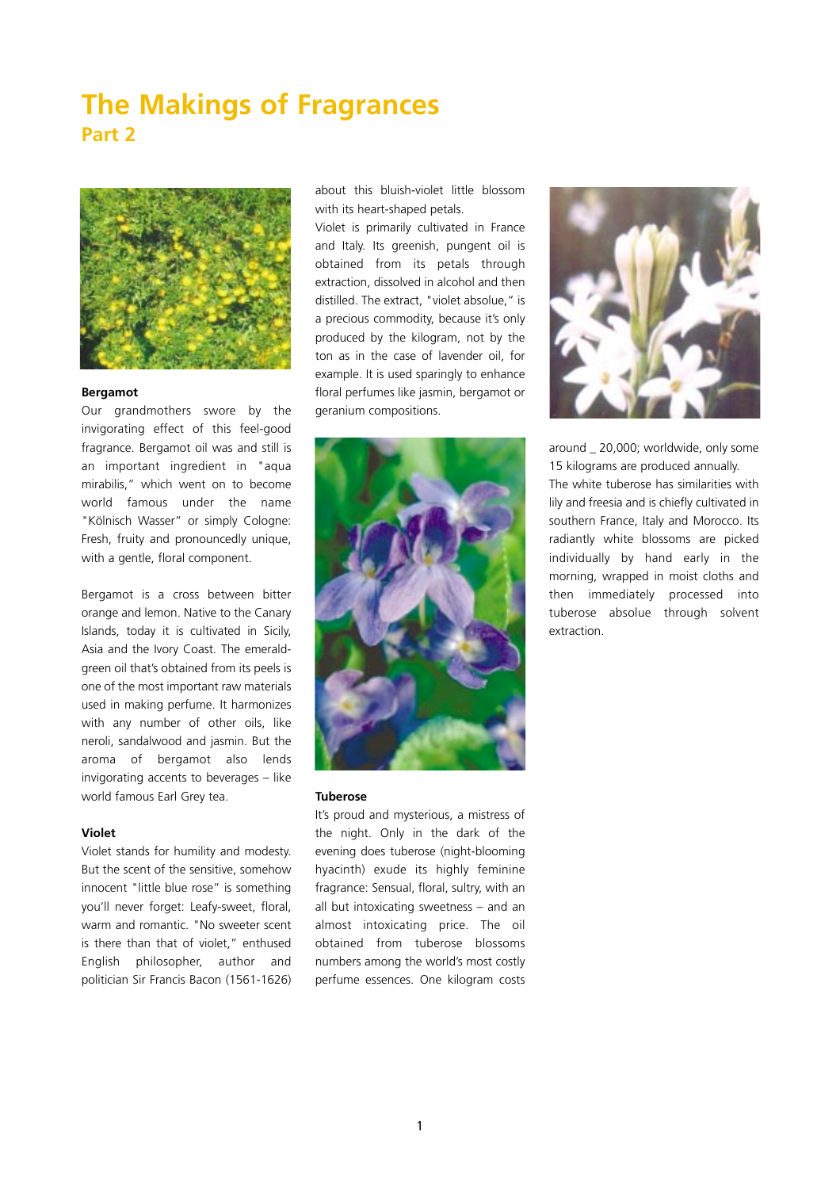# The Makings of Fragrances

## Part 2

### Bergamot

Our grandmothers swore by the invigorating effect of this feel-good fragrance. Bergamot oil was and still is an important ingredient in "aqua mirabilis," which went on to become world famous under the name "Kölnisch Wasser" or simply Cologne: Fresh, fruity and pronouncedly unique, with a gentle, floral component.

Bergamot is a cross between bitter orange and lemon. Native to the Canary Islands, today it is cultivated in Sicily, Asia and the Ivory Coast. The emerald-green oil that's obtained from its peels is one of the most important raw materials used in making perfume. It harmonizes with any number of other oils, like neroli, sandalwood and jasmin. But the aroma of bergamot also lends invigorating accents to beverages – like world famous Earl Grey tea.

### Violet

Violet stands for humility and modesty. But the scent of the sensitive, somehow innocent "little blue rose" is something you'll never forget: Leafy-sweet, floral, warm and romantic. "No sweeter scent is there than that of violet," enthused English philosopher, author and politician Sir Francis Bacon (1561-1626) about this bluish-violet little blossom with its heart-shaped petals.

Violet is primarily cultivated in France and Italy. Its greenish, pungent oil is obtained from its petals through extraction, dissolved in alcohol and then distilled. The extract, "violet absolue," is a precious commodity, because it's only produced by the kilogram, not by the ton as in the case of lavender oil, for example. It is used sparingly to enhance floral perfumes like jasmin, bergamot or geranium compositions.

### Tuberose

It's proud and mysterious, a mistress of the night. Only in the dark of the evening does tuberose (night-blooming hyacinth) exude its highly feminine fragrance: Sensual, floral, sultry, with an all but intoxicating sweetness – and an almost intoxicating price. The oil obtained from tuberose blossoms numbers among the world's most costly perfume essences. One kilogram costs around _ 20,000; worldwide, only some 15 kilograms are produced annually.

The white tuberose has similarities with lily and freesia and is chiefly cultivated in southern France, Italy and Morocco. Its radiantly white blossoms are picked individually by hand early in the morning, wrapped in moist cloths and then immediately processed into tuberose absolute through solvent extraction.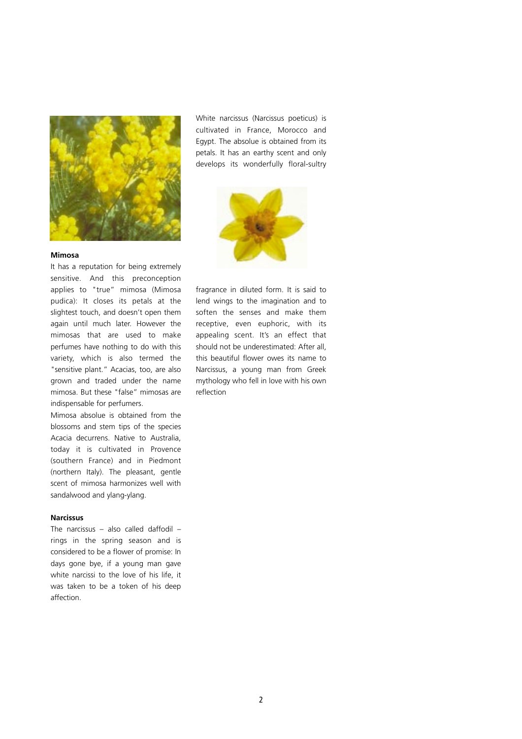### Mimosa

It has a reputation for being extremely sensitive. And this preconception applies to "true" mimosa (Mimosa pudica): It closes its petals at the slightest touch, and doesn't open them again until much later. However the mimosas that are used to make perfumes have nothing to do with this variety, which is also termed the "sensitive plant." Acacias, too, are also grown and traded under the name mimosa. But these "false" mimosas are indispensable for perfumers.

Mimosa absolute is obtained from the blossoms and stem tips of the species Acacia decurrens. Native to Australia, today it is cultivated in Provence (southern France) and in Piedmont (northern Italy). The pleasant, gentle scent of mimosa harmonizes well with sandalwood and ylang-ylang.

### Narcissus

The narcissus – also called daffodil – rings in the spring season and is considered to be a flower of promise: In days gone bye, if a young man gave white narcissi to the love of his life, it was taken to be a token of his deep affection.

White narcissus (Narcissus poeticus) is cultivated in France, Morocco and Egypt. The absolue is obtained from its petals. It has an earthy scent and only develops its wonderfully floral-sultry fragrance in diluted form. It is said to lend wings to the imagination and to soften the senses and make them receptive, even euphoric, with its appealing scent. It's an effect that should not be underestimated: After all, this beautiful flower owes its name to Narcissus, a young man from Greek mythology who fell in love with his own reflection